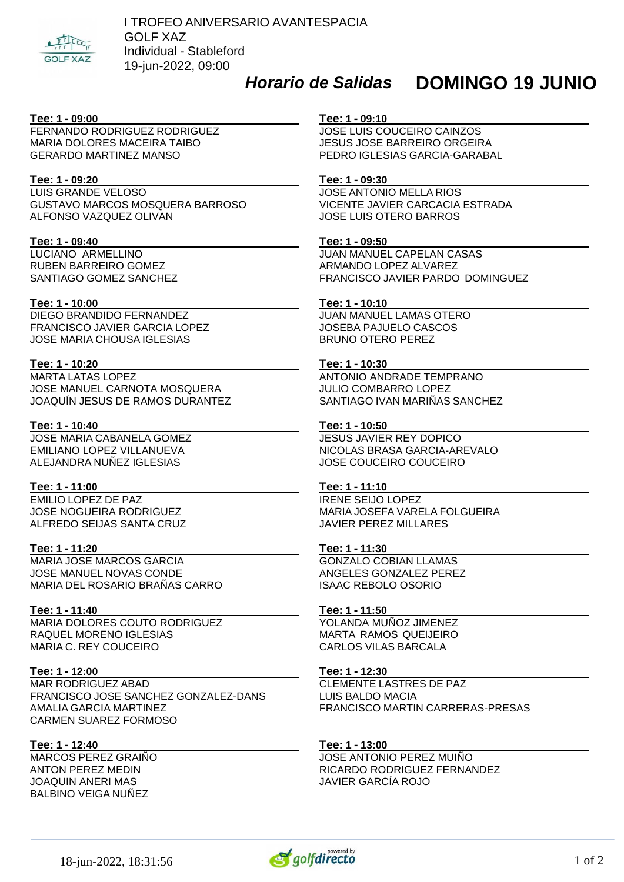# I TROFEO ANIVERSARIO AVANTESPACIA

GOLF XAZ

Individual - Stableford

19-jun-2022, 09:00

## *Horario de Salidas* DOMINGO 19 JUNIO

**Tee: 1 - 09:00**
FERNANDO RODRIGUEZ RODRIGUEZ
MARIA DOLORES MACEIRA TAIBO
GERARDO MARTINEZ MANSO

**Tee: 1 - 09:10**
JOSE LUIS COUCEIRO CAINZOS
JESUS JOSE BARREIRO ORGEIRA
PEDRO IGLESIAS GARCIA-GARABAL

**Tee: 1 - 09:20**
LUIS GRANDE VELOSO
GUSTAVO MARCOS MOSQUERA BARROSO
ALFONSO VAZQUEZ OLIVAN

**Tee: 1 - 09:30**
JOSE ANTONIO MELLA RIOS
VICENTE JAVIER CARCACIA ESTRADA
JOSE LUIS OTERO BARROS

**Tee: 1 - 09:40**
LUCIANO ARMELLINO
RUBEN BARREIRO GOMEZ
SANTIAGO GOMEZ SANCHEZ

**Tee: 1 - 09:50**
JUAN MANUEL CAPELAN CASAS
ARMANDO LOPEZ ALVAREZ
FRANCISCO JAVIER PARDO DOMINGUEZ

**Tee: 1 - 10:00**
DIEGO BRANDIDO FERNANDEZ
FRANCISCO JAVIER GARCIA LOPEZ
JOSE MARIA CHOUSA IGLESIAS

**Tee: 1 - 10:10**
JUAN MANUEL LAMAS OTERO
JOSEBA PAJUELO CASCOS
BRUNO OTERO PEREZ

**Tee: 1 - 10:20**
MARTA LATAS LOPEZ
JOSE MANUEL CARNOTA MOSQUERA
JOAQUÍN JESUS DE RAMOS DURANTEZ

**Tee: 1 - 10:30**
ANTONIO ANDRADE TEMPRANO
JULIO COMBARRO LOPEZ
SANTIAGO IVAN MARIÑAS SANCHEZ

**Tee: 1 - 10:40**
JOSE MARIA CABANELA GOMEZ
EMILIANO LOPEZ VILLANUEVA
ALEJANDRA NUÑEZ IGLESIAS

**Tee: 1 - 10:50**
JESUS JAVIER REY DOPICO
NICOLAS BRASA GARCIA-AREVALO
JOSE COUCEIRO COUCEIRO

**Tee: 1 - 11:00**
EMILIO LOPEZ DE PAZ
JOSE NOGUEIRA RODRIGUEZ
ALFREDO SEIJAS SANTA CRUZ

**Tee: 1 - 11:10**
IRENE SEIJO LOPEZ
MARIA JOSEFA VARELA FOLGUEIRA
JAVIER PEREZ MILLARES

**Tee: 1 - 11:20**
MARIA JOSE MARCOS GARCIA
JOSE MANUEL NOVAS CONDE
MARIA DEL ROSARIO BRAÑAS CARRO

**Tee: 1 - 11:30**
GONZALO COBIAN LLAMAS
ANGELES GONZALEZ PEREZ
ISAAC REBOLO OSORIO

**Tee: 1 - 11:40**
MARIA DOLORES COUTO RODRIGUEZ
RAQUEL MORENO IGLESIAS
MARIA C. REY COUCEIRO

**Tee: 1 - 11:50**
YOLANDA MUÑOZ JIMENEZ
MARTA RAMOS QUEIJEIRO
CARLOS VILAS BARCALA

**Tee: 1 - 12:00**
MAR RODRIGUEZ ABAD
FRANCISCO JOSE SANCHEZ GONZALEZ-DANS
AMALIA GARCIA MARTINEZ
CARMEN SUAREZ FORMOSO

**Tee: 1 - 12:30**
CLEMENTE LASTRES DE PAZ
LUIS BALDO MACIA
FRANCISCO MARTIN CARRERAS-PRESAS

**Tee: 1 - 12:40**
MARCOS PEREZ GRAIÑO
ANTON PEREZ MEDIN
JOAQUIN ANERI MAS
BALBINO VEIGA NUÑEZ

**Tee: 1 - 13:00**
JOSE ANTONIO PEREZ MUIÑO
RICARDO RODRIGUEZ FERNANDEZ
JAVIER GARCÍA ROJO

18-jun-2022, 18:31:56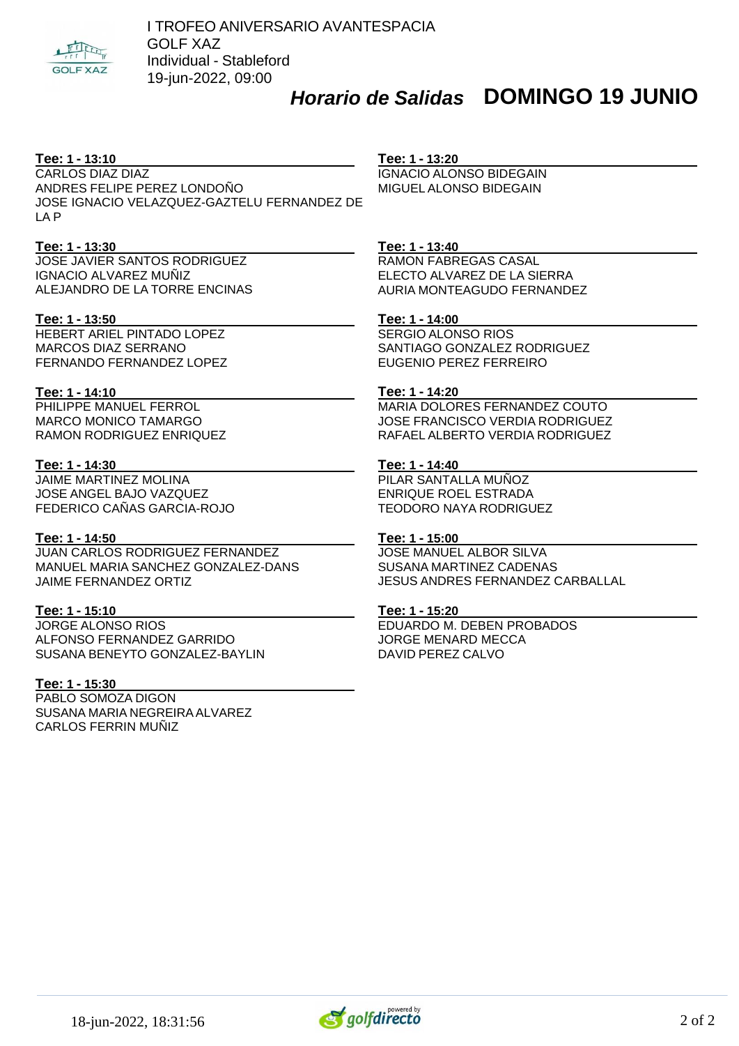I TROFEO ANIVERSARIO AVANTESPACIA
GOLF XAZ
Individual - Stableford
19-jun-2022, 09:00

## *Horario de Salidas* DOMINGO 19 JUNIO

**Tee: 1 - 13:10**
CARLOS DIAZ DIAZ
ANDRES FELIPE PEREZ LONDOÑO
JOSE IGNACIO VELAZQUEZ-GAZTELU FERNANDEZ DE LA P

**Tee: 1 - 13:20**
IGNACIO ALONSO BIDEGAIN
MIGUEL ALONSO BIDEGAIN

**Tee: 1 - 13:30**
JOSE JAVIER SANTOS RODRIGUEZ
IGNACIO ALVAREZ MUÑIZ
ALEJANDRO DE LA TORRE ENCINAS

**Tee: 1 - 13:40**
RAMON FABREGAS CASAL
ELECTO ALVAREZ DE LA SIERRA
AURIA MONTEAGUDO FERNANDEZ

**Tee: 1 - 13:50**
HEBERT ARIEL PINTADO LOPEZ
MARCOS DIAZ SERRANO
FERNANDO FERNANDEZ LOPEZ

**Tee: 1 - 14:00**
SERGIO ALONSO RIOS
SANTIAGO GONZALEZ RODRIGUEZ
EUGENIO PEREZ FERREIRO

**Tee: 1 - 14:10**
PHILIPPE MANUEL FERROL
MARCO MONICO TAMARGO
RAMON RODRIGUEZ ENRIQUEZ

**Tee: 1 - 14:20**
MARIA DOLORES FERNANDEZ COUTO
JOSE FRANCISCO VERDIA RODRIGUEZ
RAFAEL ALBERTO VERDIA RODRIGUEZ

**Tee: 1 - 14:30**
JAIME MARTINEZ MOLINA
JOSE ANGEL BAJO VAZQUEZ
FEDERICO CAÑAS GARCIA-ROJO

**Tee: 1 - 14:40**
PILAR SANTALLA MUÑOZ
ENRIQUE ROEL ESTRADA
TEODORO NAYA RODRIGUEZ

**Tee: 1 - 14:50**
JUAN CARLOS RODRIGUEZ FERNANDEZ
MANUEL MARIA SANCHEZ GONZALEZ-DANS
JAIME FERNANDEZ ORTIZ

**Tee: 1 - 15:00**
JOSE MANUEL ALBOR SILVA
SUSANA MARTINEZ CADENAS
JESUS ANDRES FERNANDEZ CARBALLAL

**Tee: 1 - 15:10**
JORGE ALONSO RIOS
ALFONSO FERNANDEZ GARRIDO
SUSANA BENEYTO GONZALEZ-BAYLIN

**Tee: 1 - 15:20**
EDUARDO M. DEBEN PROBADOS
JORGE MENARD MECCA
DAVID PEREZ CALVO

**Tee: 1 - 15:30**
PABLO SOMOZA DIGON
SUSANA MARIA NEGREIRA ALVAREZ
CARLOS FERRIN MUÑIZ

18-jun-2022, 18:31:56